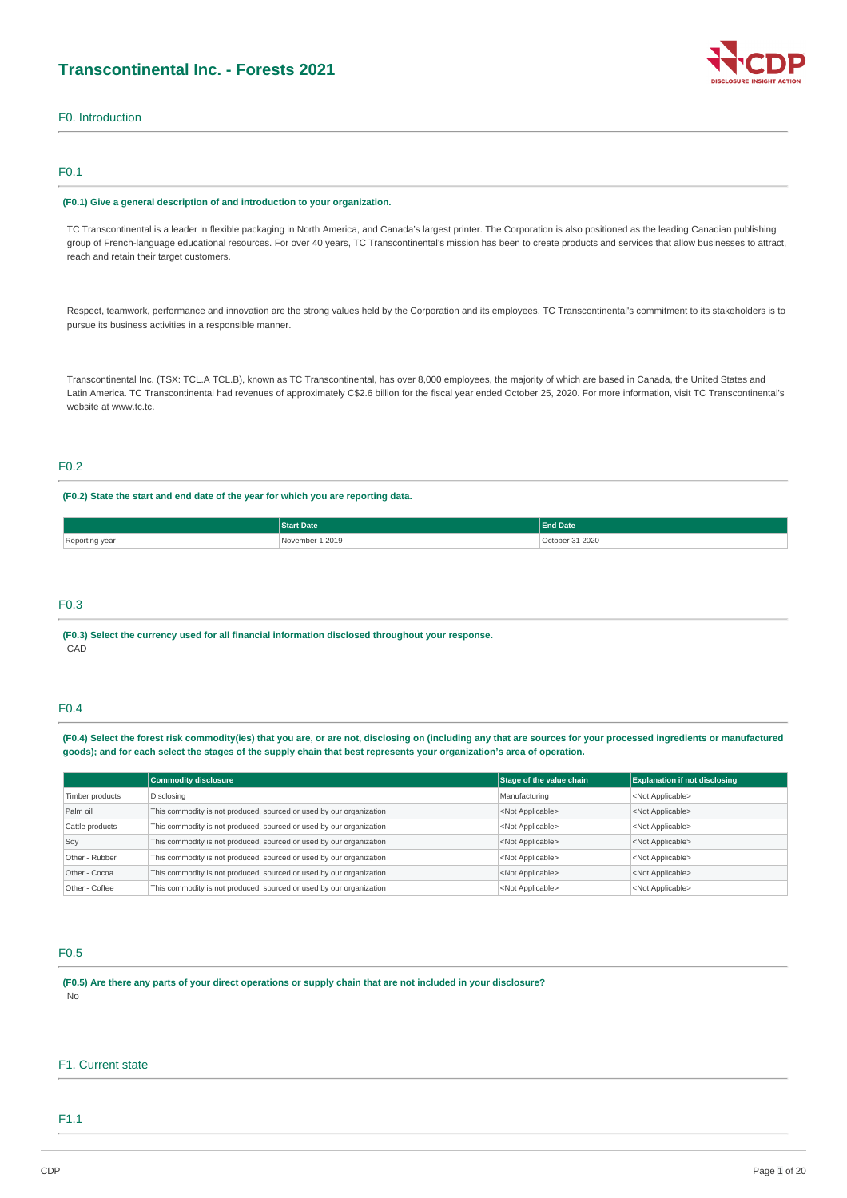# Transcontinental Inc. - Forests 2021

## F0. Introduction

### F0.1

**(F0.1) Give a general description of and introduction to your organization.**

TC Transcontinental is a leader in flexible packaging in North America, and Canada's largest printer. The Corporation is also positioned as the leading Canadian publishing group of French-language educational resources. For over 40 years, TC Transcontinental's mission has been to create products and services that allow businesses to attract, reach and retain their target customers.

Respect, teamwork, performance and innovation are the strong values held by the Corporation and its employees. TC Transcontinental's commitment to its stakeholders is to pursue its business activities in a responsible manner.

Transcontinental Inc. (TSX: TCL.A TCL.B), known as TC Transcontinental, has over 8,000 employees, the majority of which are based in Canada, the United States and Latin America. TC Transcontinental had revenues of approximately C$2.6 billion for the fiscal year ended October 25, 2020. For more information, visit TC Transcontinental's website at www.tc.tc.

### F0.2

**(F0.2) State the start and end date of the year for which you are reporting data.**

| | Start Date | End Date |
|---|---|---|
| Reporting year | November 1 2019 | October 31 2020 |

### F0.3

**(F0.3) Select the currency used for all financial information disclosed throughout your response.**

CAD

### F0.4

**(F0.4) Select the forest risk commodity(ies) that you are, or are not, disclosing on (including any that are sources for your processed ingredients or manufactured goods); and for each select the stages of the supply chain that best represents your organization's area of operation.**

| | Commodity disclosure | Stage of the value chain | Explanation if not disclosing |
|---|---|---|---|
| Timber products | Disclosing | Manufacturing | <Not Applicable> |
| Palm oil | This commodity is not produced, sourced or used by our organization | <Not Applicable> | <Not Applicable> |
| Cattle products | This commodity is not produced, sourced or used by our organization | <Not Applicable> | <Not Applicable> |
| Soy | This commodity is not produced, sourced or used by our organization | <Not Applicable> | <Not Applicable> |
| Other - Rubber | This commodity is not produced, sourced or used by our organization | <Not Applicable> | <Not Applicable> |
| Other - Cocoa | This commodity is not produced, sourced or used by our organization | <Not Applicable> | <Not Applicable> |
| Other - Coffee | This commodity is not produced, sourced or used by our organization | <Not Applicable> | <Not Applicable> |

### F0.5

**(F0.5) Are there any parts of your direct operations or supply chain that are not included in your disclosure?**

No

## F1. Current state

### F1.1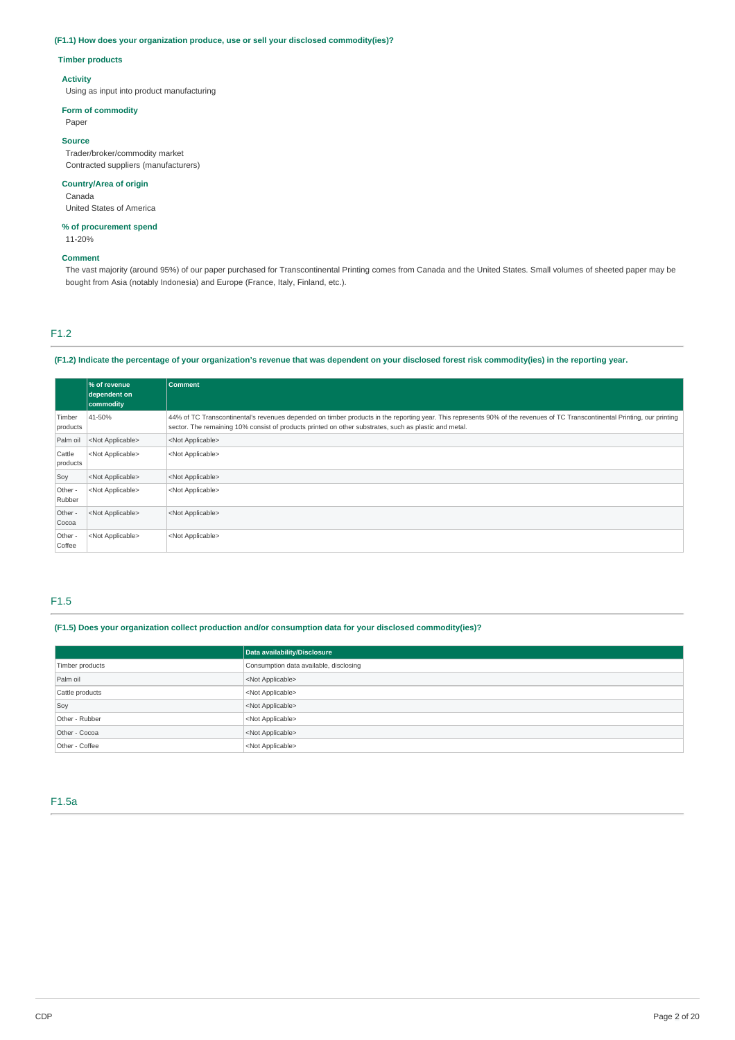### (F1.1) How does your organization produce, use or sell your disclosed commodity(ies)?

**Timber products**

**Activity**
Using as input into product manufacturing

**Form of commodity**
Paper

**Source**
Trader/broker/commodity market
Contracted suppliers (manufacturers)

**Country/Area of origin**
Canada
United States of America

**% of procurement spend**
11-20%

**Comment**
The vast majority (around 95%) of our paper purchased for Transcontinental Printing comes from Canada and the United States. Small volumes of sheeted paper may be bought from Asia (notably Indonesia) and Europe (France, Italy, Finland, etc.).

## F1.2

### (F1.2) Indicate the percentage of your organization's revenue that was dependent on your disclosed forest risk commodity(ies) in the reporting year.

| | % of revenue dependent on commodity | Comment |
|---|---|---|
| Timber products | 41-50% | 44% of TC Transcontinental's revenues depended on timber products in the reporting year. This represents 90% of the revenues of TC Transcontinental Printing, our printing sector. The remaining 10% consist of products printed on other substrates, such as plastic and metal. |
| Palm oil | <Not Applicable> | <Not Applicable> |
| Cattle products | <Not Applicable> | <Not Applicable> |
| Soy | <Not Applicable> | <Not Applicable> |
| Other - Rubber | <Not Applicable> | <Not Applicable> |
| Other - Cocoa | <Not Applicable> | <Not Applicable> |
| Other - Coffee | <Not Applicable> | <Not Applicable> |

## F1.5

### (F1.5) Does your organization collect production and/or consumption data for your disclosed commodity(ies)?

| | Data availability/Disclosure |
|---|---|
| Timber products | Consumption data available, disclosing |
| Palm oil | <Not Applicable> |
| Cattle products | <Not Applicable> |
| Soy | <Not Applicable> |
| Other - Rubber | <Not Applicable> |
| Other - Cocoa | <Not Applicable> |
| Other - Coffee | <Not Applicable> |

## F1.5a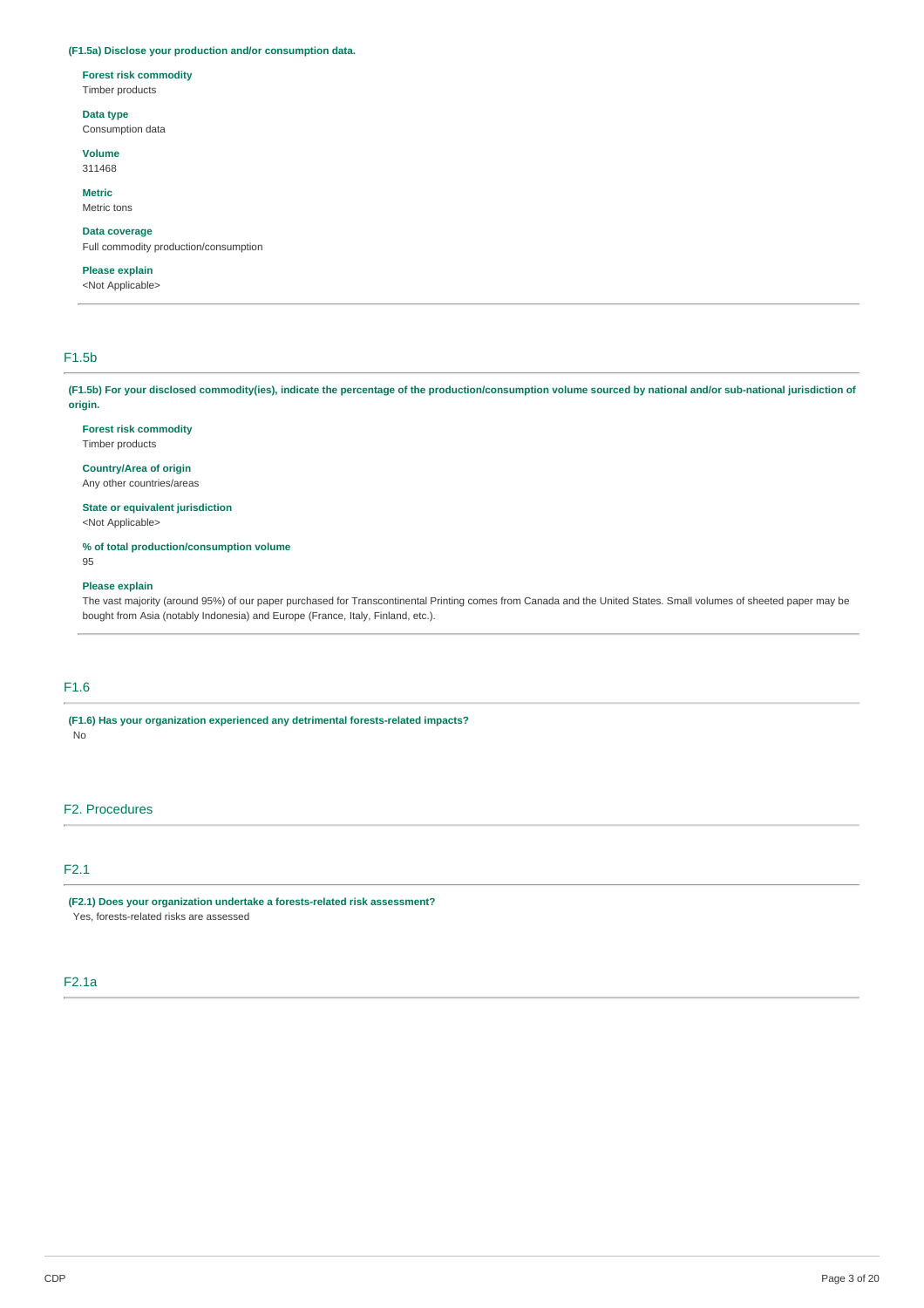**(F1.5a) Disclose your production and/or consumption data.**

**Forest risk commodity**
Timber products

**Data type**
Consumption data

**Volume**
311468

**Metric**
Metric tons

**Data coverage**
Full commodity production/consumption

**Please explain**
<Not Applicable>

## F1.5b

**(F1.5b) For your disclosed commodity(ies), indicate the percentage of the production/consumption volume sourced by national and/or sub-national jurisdiction of origin.**

**Forest risk commodity**
Timber products

**Country/Area of origin**
Any other countries/areas

**State or equivalent jurisdiction**
<Not Applicable>

**% of total production/consumption volume**
95

**Please explain**
The vast majority (around 95%) of our paper purchased for Transcontinental Printing comes from Canada and the United States. Small volumes of sheeted paper may be bought from Asia (notably Indonesia) and Europe (France, Italy, Finland, etc.).

## F1.6

**(F1.6) Has your organization experienced any detrimental forests-related impacts?**
No

# F2. Procedures

## F2.1

**(F2.1) Does your organization undertake a forests-related risk assessment?**
Yes, forests-related risks are assessed

## F2.1a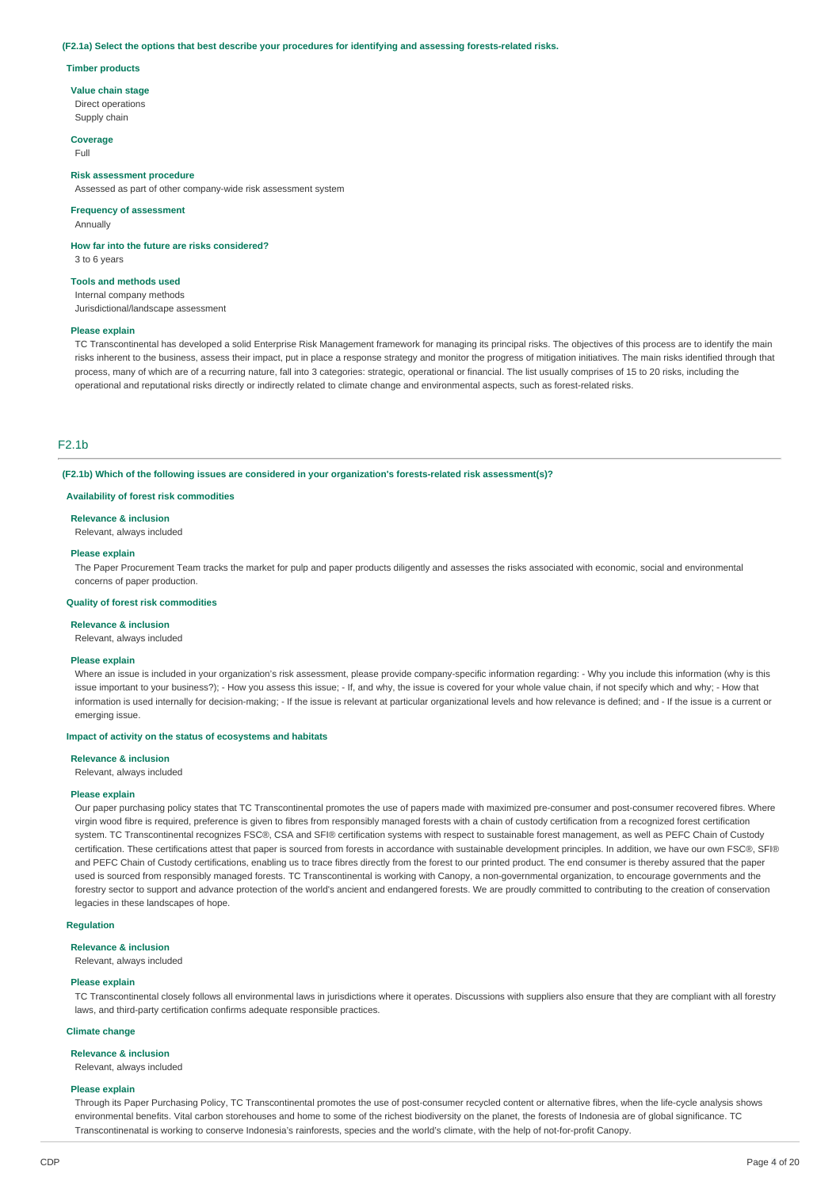**(F2.1a) Select the options that best describe your procedures for identifying and assessing forests-related risks.**

**Timber products**

**Value chain stage**

Direct operations
Supply chain

**Coverage**

Full

**Risk assessment procedure**

Assessed as part of other company-wide risk assessment system

**Frequency of assessment**

Annually

**How far into the future are risks considered?**

3 to 6 years

**Tools and methods used**

Internal company methods
Jurisdictional/landscape assessment

**Please explain**

TC Transcontinental has developed a solid Enterprise Risk Management framework for managing its principal risks. The objectives of this process are to identify the main risks inherent to the business, assess their impact, put in place a response strategy and monitor the progress of mitigation initiatives. The main risks identified through that process, many of which are of a recurring nature, fall into 3 categories: strategic, operational or financial. The list usually comprises of 15 to 20 risks, including the operational and reputational risks directly or indirectly related to climate change and environmental aspects, such as forest-related risks.

## F2.1b

**(F2.1b) Which of the following issues are considered in your organization's forests-related risk assessment(s)?**

**Availability of forest risk commodities**

**Relevance & inclusion**

Relevant, always included

**Please explain**

The Paper Procurement Team tracks the market for pulp and paper products diligently and assesses the risks associated with economic, social and environmental concerns of paper production.

**Quality of forest risk commodities**

**Relevance & inclusion**

Relevant, always included

**Please explain**

Where an issue is included in your organization's risk assessment, please provide company-specific information regarding: - Why you include this information (why is this issue important to your business?); - How you assess this issue; - If, and why, the issue is covered for your whole value chain, if not specify which and why; - How that information is used internally for decision-making; - If the issue is relevant at particular organizational levels and how relevance is defined; and - If the issue is a current or emerging issue.

**Impact of activity on the status of ecosystems and habitats**

**Relevance & inclusion**

Relevant, always included

**Please explain**

Our paper purchasing policy states that TC Transcontinental promotes the use of papers made with maximized pre-consumer and post-consumer recovered fibres. Where virgin wood fibre is required, preference is given to fibres from responsibly managed forests with a chain of custody certification from a recognized forest certification system. TC Transcontinental recognizes FSC®, CSA and SFI® certification systems with respect to sustainable forest management, as well as PEFC Chain of Custody certification. These certifications attest that paper is sourced from forests in accordance with sustainable development principles. In addition, we have our own FSC®, SFI® and PEFC Chain of Custody certifications, enabling us to trace fibres directly from the forest to our printed product. The end consumer is thereby assured that the paper used is sourced from responsibly managed forests. TC Transcontinental is working with Canopy, a non-governmental organization, to encourage governments and the forestry sector to support and advance protection of the world's ancient and endangered forests. We are proudly committed to contributing to the creation of conservation legacies in these landscapes of hope.

**Regulation**

**Relevance & inclusion**

Relevant, always included

**Please explain**

TC Transcontinental closely follows all environmental laws in jurisdictions where it operates. Discussions with suppliers also ensure that they are compliant with all forestry laws, and third-party certification confirms adequate responsible practices.

**Climate change**

**Relevance & inclusion**

Relevant, always included

**Please explain**

Through its Paper Purchasing Policy, TC Transcontinental promotes the use of post-consumer recycled content or alternative fibres, when the life-cycle analysis shows environmental benefits. Vital carbon storehouses and home to some of the richest biodiversity on the planet, the forests of Indonesia are of global significance. TC Transcontinenatal is working to conserve Indonesia's rainforests, species and the world's climate, with the help of not-for-profit Canopy.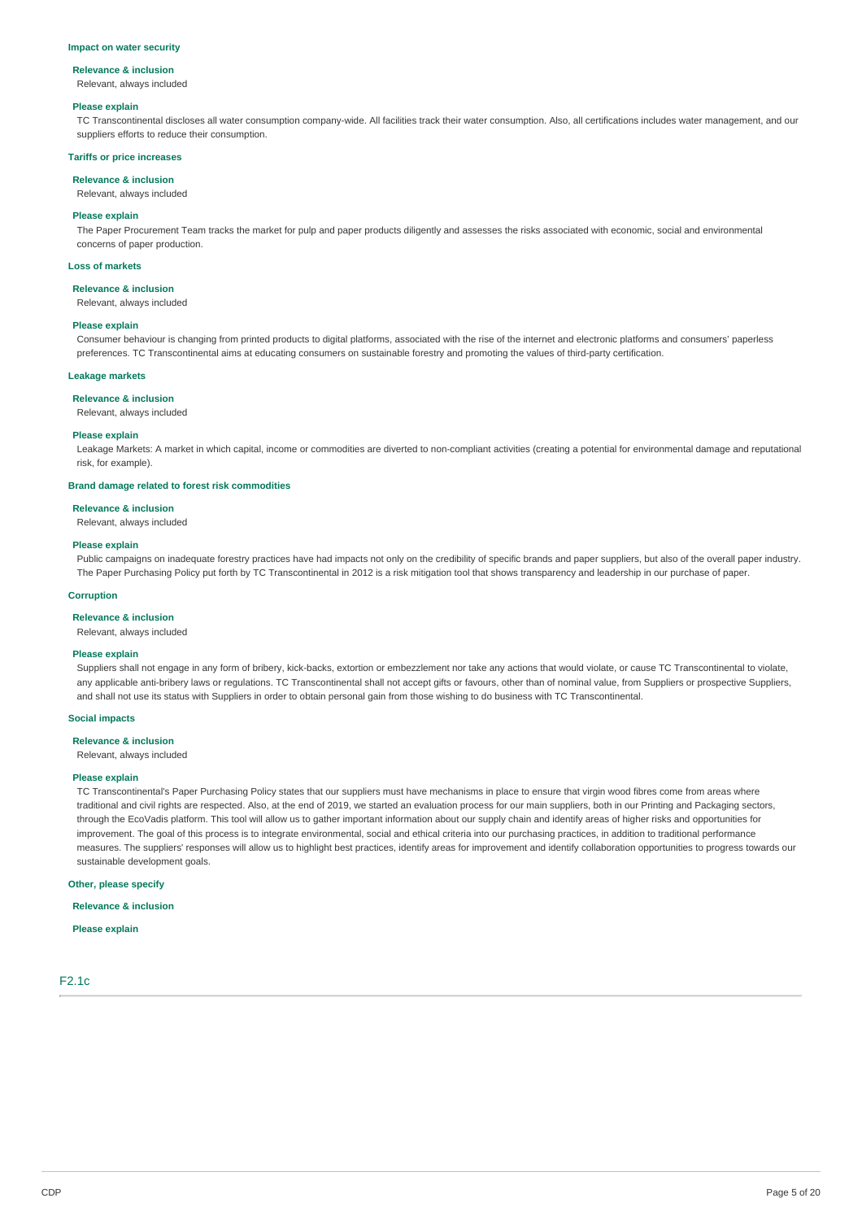#### Impact on water security

**Relevance & inclusion**

Relevant, always included

**Please explain**

TC Transcontinental discloses all water consumption company-wide. All facilities track their water consumption. Also, all certifications includes water management, and our suppliers efforts to reduce their consumption.

#### Tariffs or price increases

**Relevance & inclusion**

Relevant, always included

**Please explain**

The Paper Procurement Team tracks the market for pulp and paper products diligently and assesses the risks associated with economic, social and environmental concerns of paper production.

#### Loss of markets

**Relevance & inclusion**

Relevant, always included

**Please explain**

Consumer behaviour is changing from printed products to digital platforms, associated with the rise of the internet and electronic platforms and consumers' paperless preferences. TC Transcontinental aims at educating consumers on sustainable forestry and promoting the values of third-party certification.

#### Leakage markets

**Relevance & inclusion**

Relevant, always included

**Please explain**

Leakage Markets: A market in which capital, income or commodities are diverted to non-compliant activities (creating a potential for environmental damage and reputational risk, for example).

#### Brand damage related to forest risk commodities

**Relevance & inclusion**

Relevant, always included

**Please explain**

Public campaigns on inadequate forestry practices have had impacts not only on the credibility of specific brands and paper suppliers, but also of the overall paper industry. The Paper Purchasing Policy put forth by TC Transcontinental in 2012 is a risk mitigation tool that shows transparency and leadership in our purchase of paper.

#### Corruption

**Relevance & inclusion**

Relevant, always included

**Please explain**

Suppliers shall not engage in any form of bribery, kick-backs, extortion or embezzlement nor take any actions that would violate, or cause TC Transcontinental to violate, any applicable anti-bribery laws or regulations. TC Transcontinental shall not accept gifts or favours, other than of nominal value, from Suppliers or prospective Suppliers, and shall not use its status with Suppliers in order to obtain personal gain from those wishing to do business with TC Transcontinental.

#### Social impacts

**Relevance & inclusion**

Relevant, always included

**Please explain**

TC Transcontinental's Paper Purchasing Policy states that our suppliers must have mechanisms in place to ensure that virgin wood fibres come from areas where traditional and civil rights are respected. Also, at the end of 2019, we started an evaluation process for our main suppliers, both in our Printing and Packaging sectors, through the EcoVadis platform. This tool will allow us to gather important information about our supply chain and identify areas of higher risks and opportunities for improvement. The goal of this process is to integrate environmental, social and ethical criteria into our purchasing practices, in addition to traditional performance measures. The suppliers' responses will allow us to highlight best practices, identify areas for improvement and identify collaboration opportunities to progress towards our sustainable development goals.

#### Other, please specify

**Relevance & inclusion**

**Please explain**

## F2.1c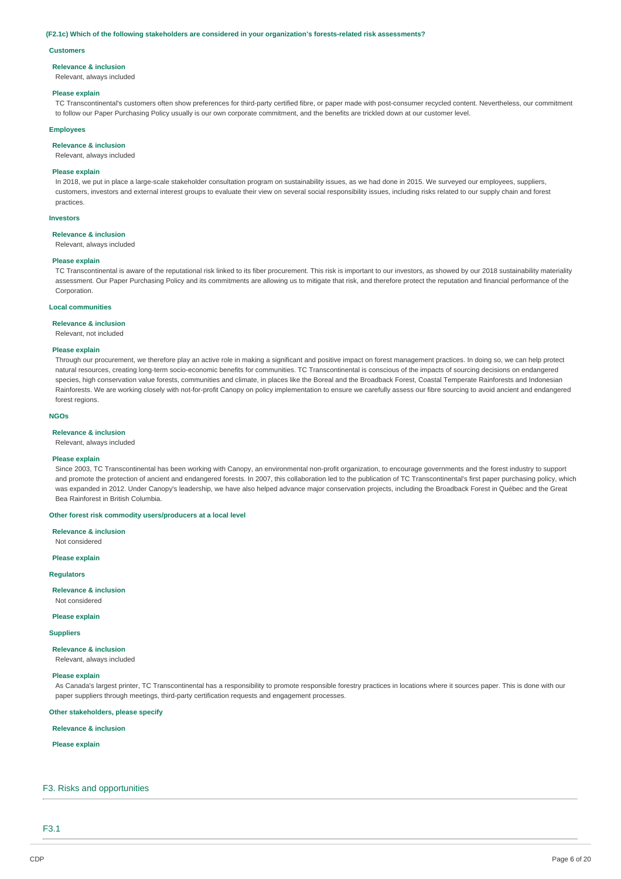**(F2.1c) Which of the following stakeholders are considered in your organization's forests-related risk assessments?**

**Customers**

**Relevance & inclusion**

Relevant, always included

**Please explain**

TC Transcontinental's customers often show preferences for third-party certified fibre, or paper made with post-consumer recycled content. Nevertheless, our commitment to follow our Paper Purchasing Policy usually is our own corporate commitment, and the benefits are trickled down at our customer level.

**Employees**

**Relevance & inclusion**

Relevant, always included

**Please explain**

In 2018, we put in place a large-scale stakeholder consultation program on sustainability issues, as we had done in 2015. We surveyed our employees, suppliers, customers, investors and external interest groups to evaluate their view on several social responsibility issues, including risks related to our supply chain and forest practices.

**Investors**

**Relevance & inclusion**

Relevant, always included

**Please explain**

TC Transcontinental is aware of the reputational risk linked to its fiber procurement. This risk is important to our investors, as showed by our 2018 sustainability materiality assessment. Our Paper Purchasing Policy and its commitments are allowing us to mitigate that risk, and therefore protect the reputation and financial performance of the Corporation.

**Local communities**

**Relevance & inclusion**

Relevant, not included

**Please explain**

Through our procurement, we therefore play an active role in making a significant and positive impact on forest management practices. In doing so, we can help protect natural resources, creating long-term socio-economic benefits for communities. TC Transcontinental is conscious of the impacts of sourcing decisions on endangered species, high conservation value forests, communities and climate, in places like the Boreal and the Broadback Forest, Coastal Temperate Rainforests and Indonesian Rainforests. We are working closely with not-for-profit Canopy on policy implementation to ensure we carefully assess our fibre sourcing to avoid ancient and endangered forest regions.

**NGOs**

**Relevance & inclusion**

Relevant, always included

**Please explain**

Since 2003, TC Transcontinental has been working with Canopy, an environmental non-profit organization, to encourage governments and the forest industry to support and promote the protection of ancient and endangered forests. In 2007, this collaboration led to the publication of TC Transcontinental's first paper purchasing policy, which was expanded in 2012. Under Canopy's leadership, we have also helped advance major conservation projects, including the Broadback Forest in Québec and the Great Bea Rainforest in British Columbia.

**Other forest risk commodity users/producers at a local level**

**Relevance & inclusion**

Not considered

**Please explain**

**Regulators**

**Relevance & inclusion**

Not considered

**Please explain**

**Suppliers**

**Relevance & inclusion**

Relevant, always included

**Please explain**

As Canada's largest printer, TC Transcontinental has a responsibility to promote responsible forestry practices in locations where it sources paper. This is done with our paper suppliers through meetings, third-party certification requests and engagement processes.

**Other stakeholders, please specify**

**Relevance & inclusion**

**Please explain**

## F3. Risks and opportunities

### F3.1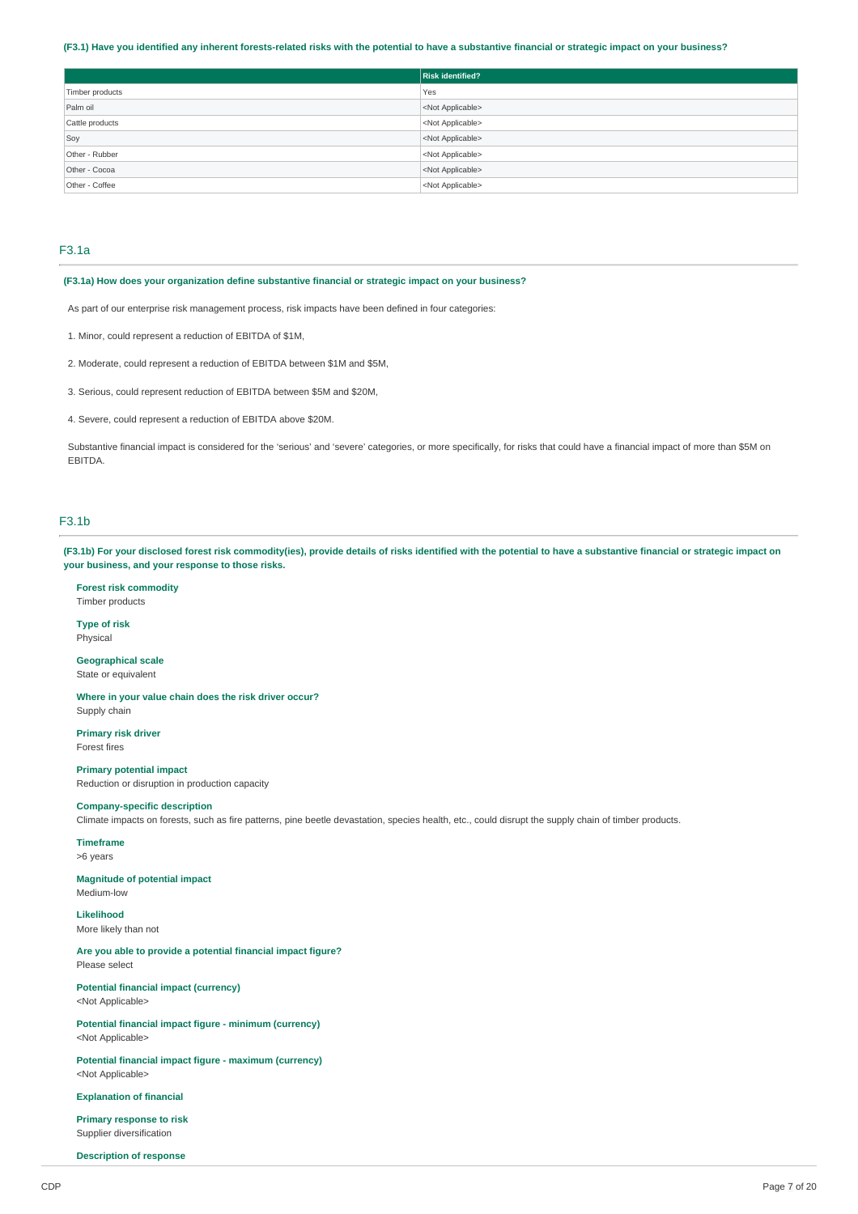**(F3.1) Have you identified any inherent forests-related risks with the potential to have a substantive financial or strategic impact on your business?**

| | Risk identified? |
|---|---|
| Timber products | Yes |
| Palm oil | <Not Applicable> |
| Cattle products | <Not Applicable> |
| Soy | <Not Applicable> |
| Other - Rubber | <Not Applicable> |
| Other - Cocoa | <Not Applicable> |
| Other - Coffee | <Not Applicable> |

## F3.1a

**(F3.1a) How does your organization define substantive financial or strategic impact on your business?**

As part of our enterprise risk management process, risk impacts have been defined in four categories:

1. Minor, could represent a reduction of EBITDA of $1M,

2. Moderate, could represent a reduction of EBITDA between $1M and $5M,

3. Serious, could represent reduction of EBITDA between $5M and $20M,

4. Severe, could represent a reduction of EBITDA above $20M.

Substantive financial impact is considered for the 'serious' and 'severe' categories, or more specifically, for risks that could have a financial impact of more than $5M on EBITDA.

## F3.1b

**(F3.1b) For your disclosed forest risk commodity(ies), provide details of risks identified with the potential to have a substantive financial or strategic impact on your business, and your response to those risks.**

**Forest risk commodity**
Timber products

**Type of risk**
Physical

**Geographical scale**
State or equivalent

**Where in your value chain does the risk driver occur?**
Supply chain

**Primary risk driver**
Forest fires

**Primary potential impact**
Reduction or disruption in production capacity

**Company-specific description**
Climate impacts on forests, such as fire patterns, pine beetle devastation, species health, etc., could disrupt the supply chain of timber products.

**Timeframe**
>6 years

**Magnitude of potential impact**
Medium-low

**Likelihood**
More likely than not

**Are you able to provide a potential financial impact figure?**
Please select

**Potential financial impact (currency)**
<Not Applicable>

**Potential financial impact figure - minimum (currency)**
<Not Applicable>

**Potential financial impact figure - maximum (currency)**
<Not Applicable>

**Explanation of financial**

**Primary response to risk**
Supplier diversification

**Description of response**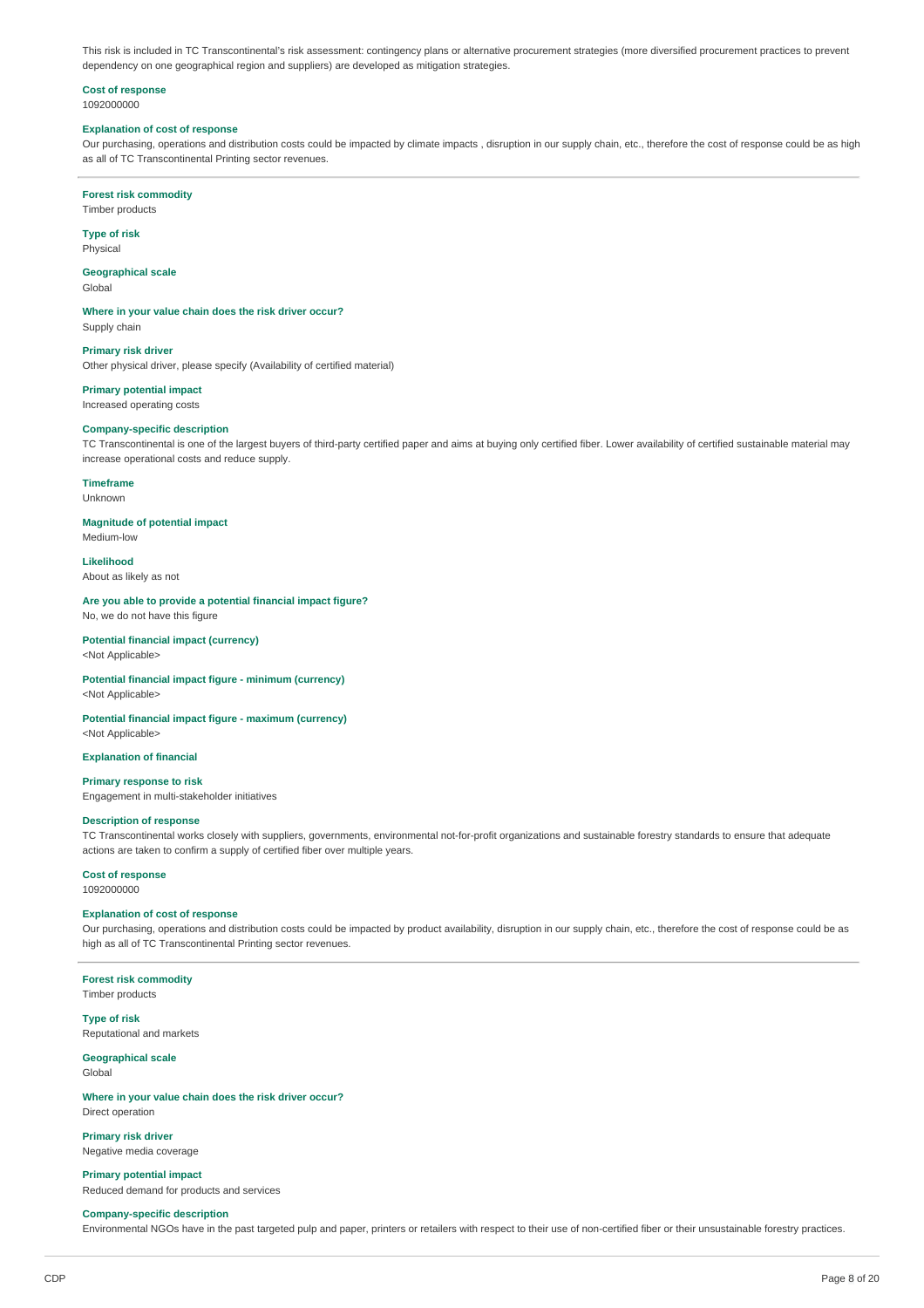This risk is included in TC Transcontinental's risk assessment: contingency plans or alternative procurement strategies (more diversified procurement practices to prevent dependency on one geographical region and suppliers) are developed as mitigation strategies.

**Cost of response**
1092000000

**Explanation of cost of response**
Our purchasing, operations and distribution costs could be impacted by climate impacts , disruption in our supply chain, etc., therefore the cost of response could be as high as all of TC Transcontinental Printing sector revenues.

---

**Forest risk commodity**
Timber products

**Type of risk**
Physical

**Geographical scale**
Global

**Where in your value chain does the risk driver occur?**
Supply chain

**Primary risk driver**
Other physical driver, please specify (Availability of certified material)

**Primary potential impact**
Increased operating costs

**Company-specific description**
TC Transcontinental is one of the largest buyers of third-party certified paper and aims at buying only certified fiber. Lower availability of certified sustainable material may increase operational costs and reduce supply.

**Timeframe**
Unknown

**Magnitude of potential impact**
Medium-low

**Likelihood**
About as likely as not

**Are you able to provide a potential financial impact figure?**
No, we do not have this figure

**Potential financial impact (currency)**
<Not Applicable>

**Potential financial impact figure - minimum (currency)**
<Not Applicable>

**Potential financial impact figure - maximum (currency)**
<Not Applicable>

**Explanation of financial**

**Primary response to risk**
Engagement in multi-stakeholder initiatives

**Description of response**
TC Transcontinental works closely with suppliers, governments, environmental not-for-profit organizations and sustainable forestry standards to ensure that adequate actions are taken to confirm a supply of certified fiber over multiple years.

**Cost of response**
1092000000

**Explanation of cost of response**
Our purchasing, operations and distribution costs could be impacted by product availability, disruption in our supply chain, etc., therefore the cost of response could be as high as all of TC Transcontinental Printing sector revenues.

---

**Forest risk commodity**
Timber products

**Type of risk**
Reputational and markets

**Geographical scale**
Global

**Where in your value chain does the risk driver occur?**
Direct operation

**Primary risk driver**
Negative media coverage

**Primary potential impact**
Reduced demand for products and services

**Company-specific description**
Environmental NGOs have in the past targeted pulp and paper, printers or retailers with respect to their use of non-certified fiber or their unsustainable forestry practices.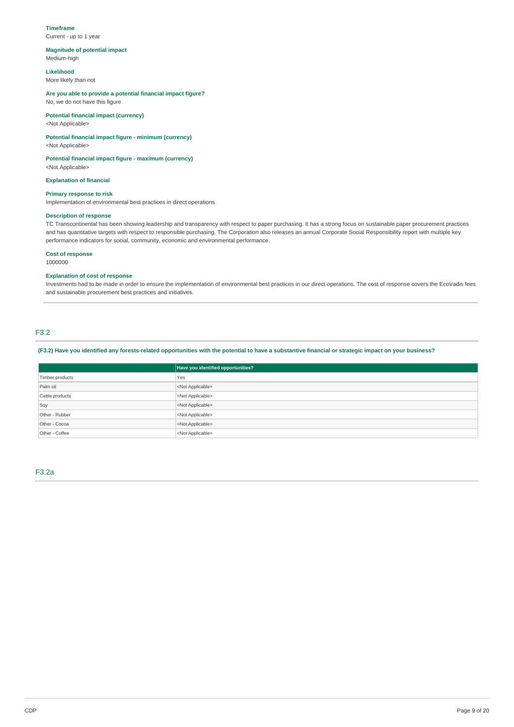**Timeframe**
Current - up to 1 year

**Magnitude of potential impact**
Medium-high

**Likelihood**
More likely than not

**Are you able to provide a potential financial impact figure?**
No, we do not have this figure

**Potential financial impact (currency)**
<Not Applicable>

**Potential financial impact figure - minimum (currency)**
<Not Applicable>

**Potential financial impact figure - maximum (currency)**
<Not Applicable>

**Explanation of financial**

**Primary response to risk**
Implementation of environmental best practices in direct operations

**Description of response**
TC Transcontinental has been showing leadership and transparency with respect to paper purchasing. It has a strong focus on sustainable paper procurement practices and has quantitative targets with respect to responsible purchasing. The Corporation also releases an annual Corporate Social Responsibility report with multiple key performance indicators for social, community, economic and environmental performance.

**Cost of response**
1000000

**Explanation of cost of response**
Investments had to be made in order to ensure the implementation of environmental best practices in our direct operations. The cost of response covers the EcoVadis fees and sustainable procurement best practices and initiatives.

## F3.2

**(F3.2) Have you identified any forests-related opportunities with the potential to have a substantive financial or strategic impact on your business?**

| | Have you identified opportunities? |
|---|---|
| Timber products | Yes |
| Palm oil | <Not Applicable> |
| Cattle products | <Not Applicable> |
| Soy | <Not Applicable> |
| Other - Rubber | <Not Applicable> |
| Other - Cocoa | <Not Applicable> |
| Other - Coffee | <Not Applicable> |

## F3.2a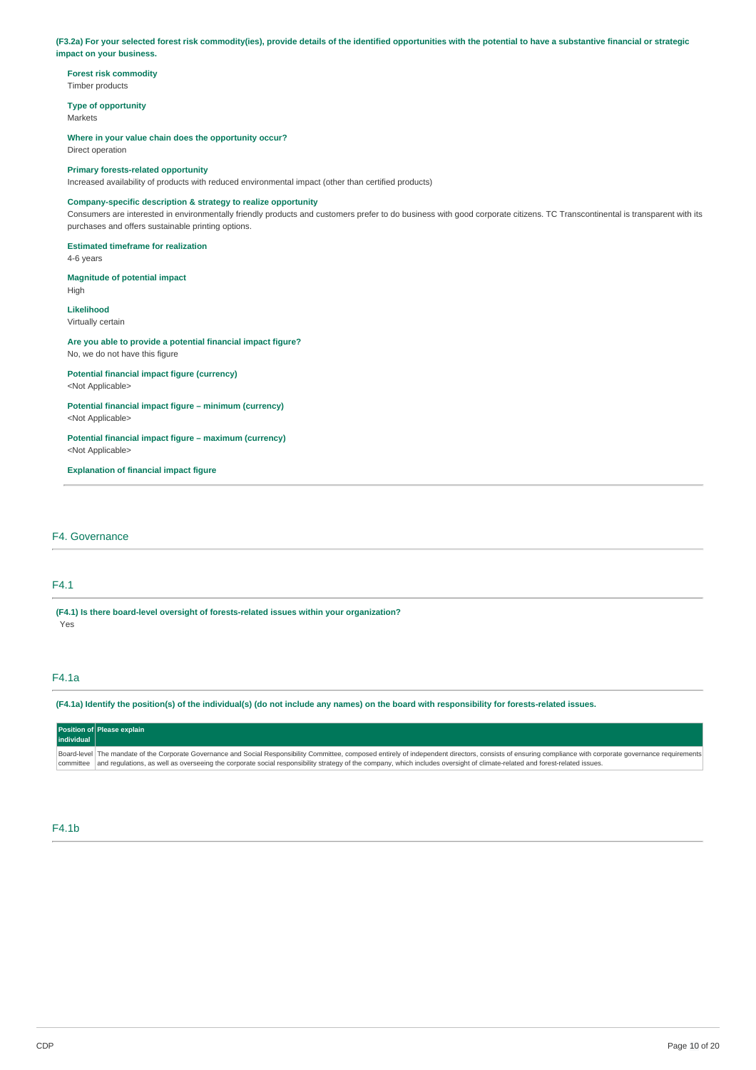**(F3.2a) For your selected forest risk commodity(ies), provide details of the identified opportunities with the potential to have a substantive financial or strategic impact on your business.**

**Forest risk commodity**
Timber products

**Type of opportunity**
Markets

**Where in your value chain does the opportunity occur?**
Direct operation

**Primary forests-related opportunity**
Increased availability of products with reduced environmental impact (other than certified products)

**Company-specific description & strategy to realize opportunity**
Consumers are interested in environmentally friendly products and customers prefer to do business with good corporate citizens. TC Transcontinental is transparent with its purchases and offers sustainable printing options.

**Estimated timeframe for realization**
4-6 years

**Magnitude of potential impact**
High

**Likelihood**
Virtually certain

**Are you able to provide a potential financial impact figure?**
No, we do not have this figure

**Potential financial impact figure (currency)**
<Not Applicable>

**Potential financial impact figure – minimum (currency)**
<Not Applicable>

**Potential financial impact figure – maximum (currency)**
<Not Applicable>

**Explanation of financial impact figure**

## F4. Governance

### F4.1

**(F4.1) Is there board-level oversight of forests-related issues within your organization?**
Yes

### F4.1a

**(F4.1a) Identify the position(s) of the individual(s) (do not include any names) on the board with responsibility for forests-related issues.**

| Position of individual | Please explain |
|---|---|
| Board-level committee | The mandate of the Corporate Governance and Social Responsibility Committee, composed entirely of independent directors, consists of ensuring compliance with corporate governance requirements and regulations, as well as overseeing the corporate social responsibility strategy of the company, which includes oversight of climate-related and forest-related issues. |

### F4.1b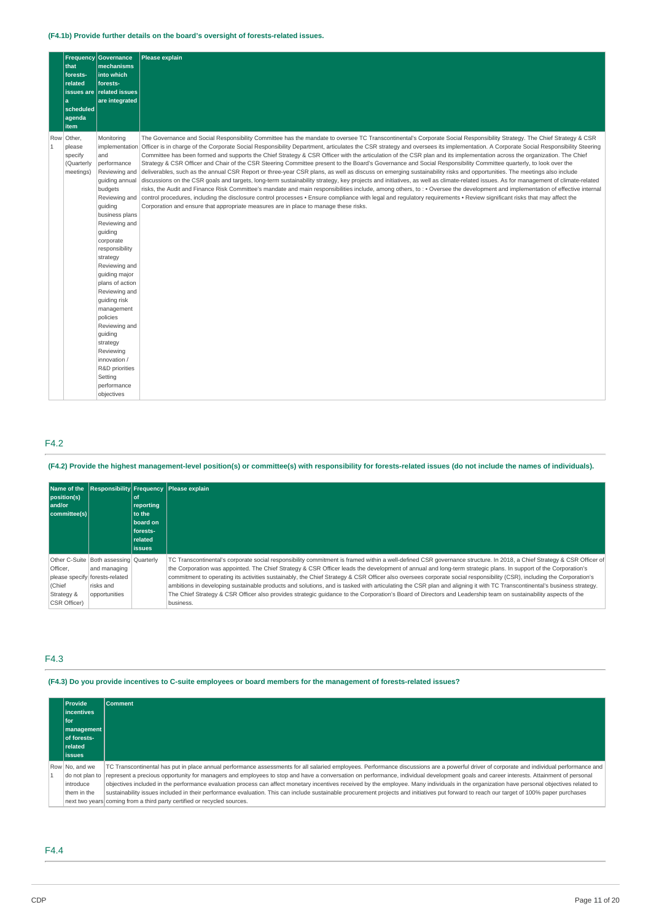### (F4.1b) Provide further details on the board's oversight of forests-related issues.

| | Frequency that forests-related issues are a scheduled agenda item | Governance mechanisms into which forests-related issues are integrated | Please explain |
|---|---|---|---|
| Row 1 | Other, please specify (Quarterly meetings) | Monitoring implementation and performance Reviewing and guiding annual budgets Reviewing and guiding business plans Reviewing and guiding corporate responsibility strategy Reviewing and guiding major plans of action Reviewing and guiding risk management policies Reviewing and guiding strategy Reviewing innovation / R&D priorities Setting performance objectives | The Governance and Social Responsibility Committee has the mandate to oversee TC Transcontinental's Corporate Social Responsibility Strategy. The Chief Strategy & CSR Officer is in charge of the Corporate Social Responsibility Department, articulates the CSR strategy and oversees its implementation. A Corporate Social Responsibility Steering Committee has been formed and supports the Chief Strategy & CSR Officer with the articulation of the CSR plan and its implementation across the organization. The Chief Strategy & CSR Officer and Chair of the CSR Steering Committee present to the Board's Governance and Social Responsibility Committee quarterly, to look over the deliverables, such as the annual CSR Report or three-year CSR plans, as well as discuss on emerging sustainability risks and opportunities. The meetings also include discussions on the CSR goals and targets, long-term sustainability strategy, key projects and initiatives, as well as climate-related issues. As for management of climate-related risks, the Audit and Finance Risk Committee's mandate and main responsibilities include, among others, to : • Oversee the development and implementation of effective internal control procedures, including the disclosure control processes • Ensure compliance with legal and regulatory requirements • Review significant risks that may affect the Corporation and ensure that appropriate measures are in place to manage these risks. |

## F4.2

### (F4.2) Provide the highest management-level position(s) or committee(s) with responsibility for forests-related issues (do not include the names of individuals).

| Name of the position(s) and/or committee(s) | Responsibility | Frequency of reporting to the board on forests-related issues | Please explain |
|---|---|---|---|
| Other C-Suite Officer, please specify (Chief Strategy & CSR Officer) | Both assessing and managing forests-related risks and opportunities | Quarterly | TC Transcontinental's corporate social responsibility commitment is framed within a well-defined CSR governance structure. In 2018, a Chief Strategy & CSR Officer of the Corporation was appointed. The Chief Strategy & CSR Officer leads the development of annual and long-term strategic plans. In support of the Corporation's commitment to operating its activities sustainably, the Chief Strategy & CSR Officer also oversees corporate social responsibility (CSR), including the Corporation's ambitions in developing sustainable products and solutions, and is tasked with articulating the CSR plan and aligning it with TC Transcontinental's business strategy. The Chief Strategy & CSR Officer also provides strategic guidance to the Corporation's Board of Directors and Leadership team on sustainability aspects of the business. |

## F4.3

### (F4.3) Do you provide incentives to C-suite employees or board members for the management of forests-related issues?

| | Provide incentives for management of forests-related issues | Comment |
|---|---|---|
| Row 1 | No, and we do not plan to introduce them in the next two years | TC Transcontinental has put in place annual performance assessments for all salaried employees. Performance discussions are a powerful driver of corporate and individual performance and represent a precious opportunity for managers and employees to stop and have a conversation on performance, individual development goals and career interests. Attainment of personal objectives included in the performance evaluation process can affect monetary incentives received by the employee. Many individuals in the organization have personal objectives related to sustainability issues included in their performance evaluation. This can include sustainable procurement projects and initiatives put forward to reach our target of 100% paper purchases coming from a third party certified or recycled sources. |

## F4.4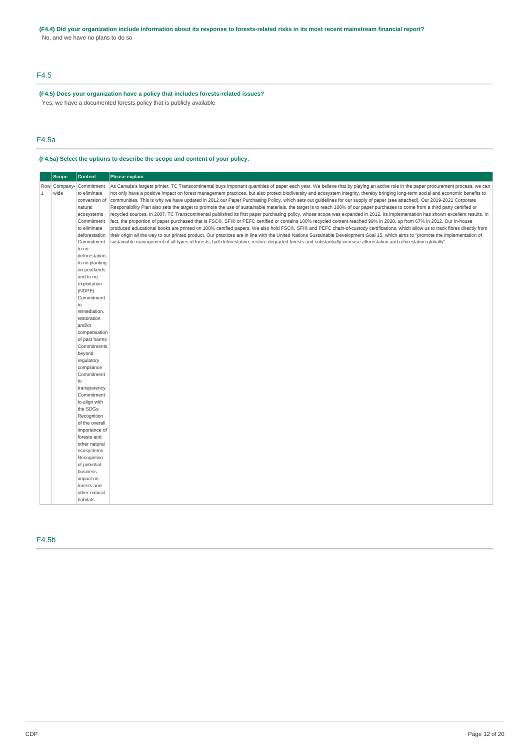**(F4.4) Did your organization include information about its response to forests-related risks in its most recent mainstream financial report?**

No, and we have no plans to do so

## F4.5

**(F4.5) Does your organization have a policy that includes forests-related issues?**

Yes, we have a documented forests policy that is publicly available

## F4.5a

**(F4.5a) Select the options to describe the scope and content of your policy.**

| | Scope | Content | Please explain |
|---|---|---|---|
| Row 1 | Company-wide | Commitment to eliminate conversion of natural ecosystems<br>Commitment to eliminate deforestation<br>Commitment to no deforestation, to no planting on peatlands and to no exploitation (NDPE)<br>Commitment to remediation, restoration and/or compensation of past harms<br>Commitments beyond regulatory compliance<br>Commitment to transparency<br>Commitment to align with the SDGs<br>Recognition of the overall importance of forests and other natural ecosystems<br>Recognition of potential business impact on forests and other natural habitats | As Canada's largest printer, TC Transcontinental buys important quantities of paper each year. We believe that by playing an active role in the paper procurement process, we can not only have a positive impact on forest management practices, but also protect biodiversity and ecosystem integrity, thereby bringing long-term social and economic benefits to communities. This is why we have updated in 2012 our Paper Purchasing Policy, which sets out guidelines for our supply of paper (see attached). Our 2019-2021 Corporate Responsibility Plan also sets the target to promote the use of sustainable materials, the target is to reach 100% of our paper purchases to come from a third party certified or recycled sources. In 2007, TC Transcontinental published its first paper purchasing policy, whose scope was expanded in 2012. Its implementation has shown excellent results. In fact, the proportion of paper purchased that is FSC®, SFI® or PEFC certified or contains 100% recycled content reached 99% in 2020, up from 67% in 2012. Our in-house produced educational books are printed on 100% certified papers. We also hold FSC®, SFI® and PEFC chain-of-custody certifications, which allow us to track fibres directly from their origin all the way to our printed product. Our practices are in line with the United Nations Sustainable Development Goal 15, which aims to "promote the implementation of sustainable management of all types of forests, halt deforestation, restore degraded forests and substantially increase afforestation and reforestation globally". |

## F4.5b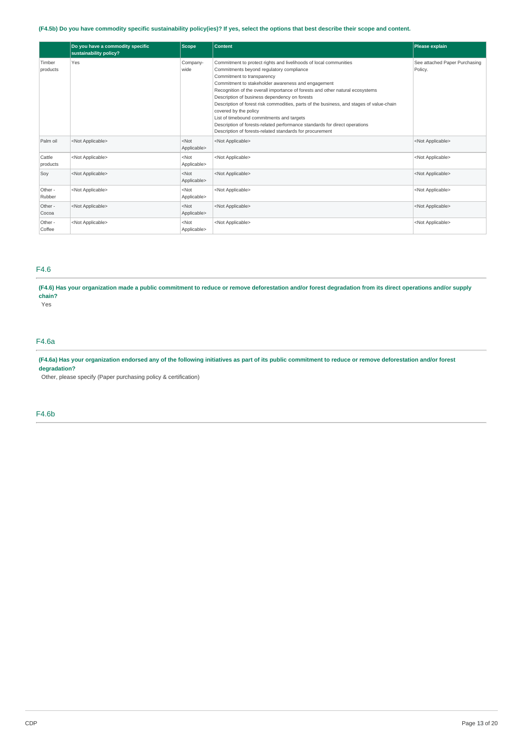**(F4.5b) Do you have commodity specific sustainability policy(ies)? If yes, select the options that best describe their scope and content.**

| | Do you have a commodity specific sustainability policy? | Scope | Content | Please explain |
|---|---|---|---|---|
| Timber products | Yes | Company-wide | Commitment to protect rights and livelihoods of local communities<br>Commitments beyond regulatory compliance<br>Commitment to transparency<br>Commitment to stakeholder awareness and engagement<br>Recognition of the overall importance of forests and other natural ecosystems<br>Description of business dependency on forests<br>Description of forest risk commodities, parts of the business, and stages of value-chain covered by the policy<br>List of timebound commitments and targets<br>Description of forests-related performance standards for direct operations<br>Description of forests-related standards for procurement | See attached Paper Purchasing Policy. |
| Palm oil | <Not Applicable> | <Not Applicable> | <Not Applicable> | <Not Applicable> |
| Cattle products | <Not Applicable> | <Not Applicable> | <Not Applicable> | <Not Applicable> |
| Soy | <Not Applicable> | <Not Applicable> | <Not Applicable> | <Not Applicable> |
| Other - Rubber | <Not Applicable> | <Not Applicable> | <Not Applicable> | <Not Applicable> |
| Other - Cocoa | <Not Applicable> | <Not Applicable> | <Not Applicable> | <Not Applicable> |
| Other - Coffee | <Not Applicable> | <Not Applicable> | <Not Applicable> | <Not Applicable> |

## F4.6

**(F4.6) Has your organization made a public commitment to reduce or remove deforestation and/or forest degradation from its direct operations and/or supply chain?**

Yes

## F4.6a

**(F4.6a) Has your organization endorsed any of the following initiatives as part of its public commitment to reduce or remove deforestation and/or forest degradation?**

Other, please specify (Paper purchasing policy & certification)

## F4.6b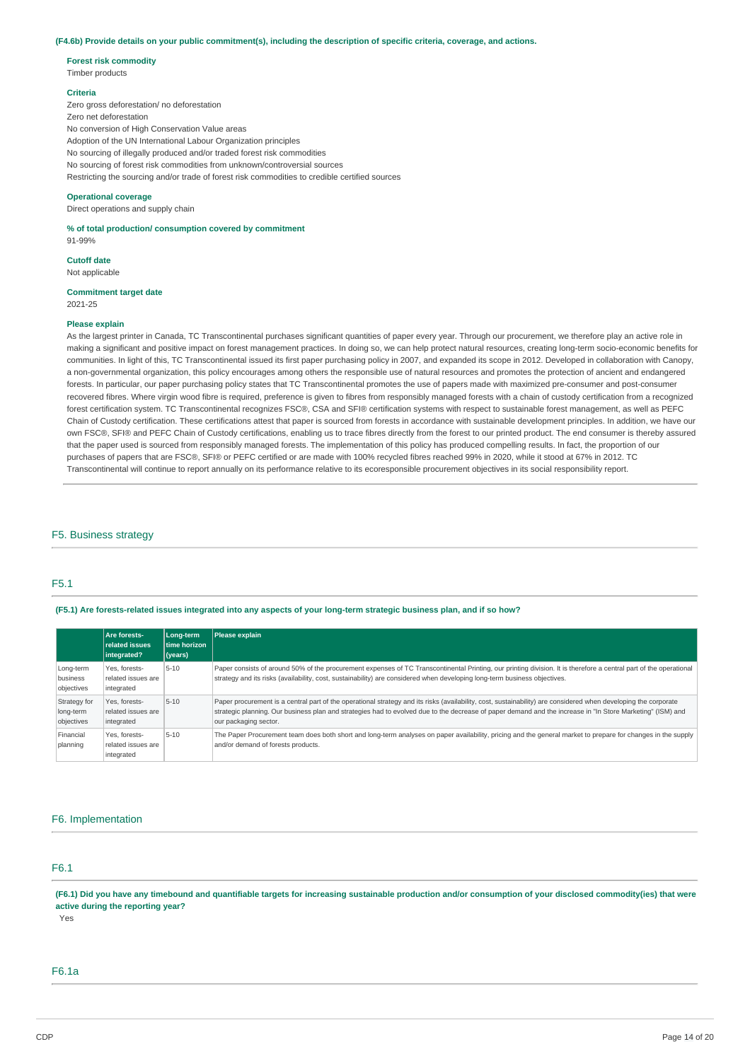**(F4.6b) Provide details on your public commitment(s), including the description of specific criteria, coverage, and actions.**

**Forest risk commodity**
Timber products

**Criteria**
Zero gross deforestation/ no deforestation
Zero net deforestation
No conversion of High Conservation Value areas
Adoption of the UN International Labour Organization principles
No sourcing of illegally produced and/or traded forest risk commodities
No sourcing of forest risk commodities from unknown/controversial sources
Restricting the sourcing and/or trade of forest risk commodities to credible certified sources

**Operational coverage**
Direct operations and supply chain

**% of total production/ consumption covered by commitment**
91-99%

**Cutoff date**
Not applicable

**Commitment target date**
2021-25

**Please explain**
As the largest printer in Canada, TC Transcontinental purchases significant quantities of paper every year. Through our procurement, we therefore play an active role in making a significant and positive impact on forest management practices. In doing so, we can help protect natural resources, creating long-term socio-economic benefits for communities. In light of this, TC Transcontinental issued its first paper purchasing policy in 2007, and expanded its scope in 2012. Developed in collaboration with Canopy, a non-governmental organization, this policy encourages among others the responsible use of natural resources and promotes the protection of ancient and endangered forests. In particular, our paper purchasing policy states that TC Transcontinental promotes the use of papers made with maximized pre-consumer and post-consumer recovered fibres. Where virgin wood fibre is required, preference is given to fibres from responsibly managed forests with a chain of custody certification from a recognized forest certification system. TC Transcontinental recognizes FSC®, CSA and SFI® certification systems with respect to sustainable forest management, as well as PEFC Chain of Custody certification. These certifications attest that paper is sourced from forests in accordance with sustainable development principles. In addition, we have our own FSC®, SFI® and PEFC Chain of Custody certifications, enabling us to trace fibres directly from the forest to our printed product. The end consumer is thereby assured that the paper used is sourced from responsibly managed forests. The implementation of this policy has produced compelling results. In fact, the proportion of our purchases of papers that are FSC®, SFI® or PEFC certified or are made with 100% recycled fibres reached 99% in 2020, while it stood at 67% in 2012. TC Transcontinental will continue to report annually on its performance relative to its ecoresponsible procurement objectives in its social responsibility report.

## F5. Business strategy

### F5.1

**(F5.1) Are forests-related issues integrated into any aspects of your long-term strategic business plan, and if so how?**

| | Are forests-related issues integrated? | Long-term time horizon (years) | Please explain |
|---|---|---|---|
| Long-term business objectives | Yes, forests-related issues are integrated | 5-10 | Paper consists of around 50% of the procurement expenses of TC Transcontinental Printing, our printing division. It is therefore a central part of the operational strategy and its risks (availability, cost, sustainability) are considered when developing long-term business objectives. |
| Strategy for long-term objectives | Yes, forests-related issues are integrated | 5-10 | Paper procurement is a central part of the operational strategy and its risks (availability, cost, sustainability) are considered when developing the corporate strategic planning. Our business plan and strategies had to evolved due to the decrease of paper demand and the increase in "In Store Marketing" (ISM) and our packaging sector. |
| Financial planning | Yes, forests-related issues are integrated | 5-10 | The Paper Procurement team does both short and long-term analyses on paper availability, pricing and the general market to prepare for changes in the supply and/or demand of forests products. |

## F6. Implementation

### F6.1

**(F6.1) Did you have any timebound and quantifiable targets for increasing sustainable production and/or consumption of your disclosed commodity(ies) that were active during the reporting year?**

Yes

### F6.1a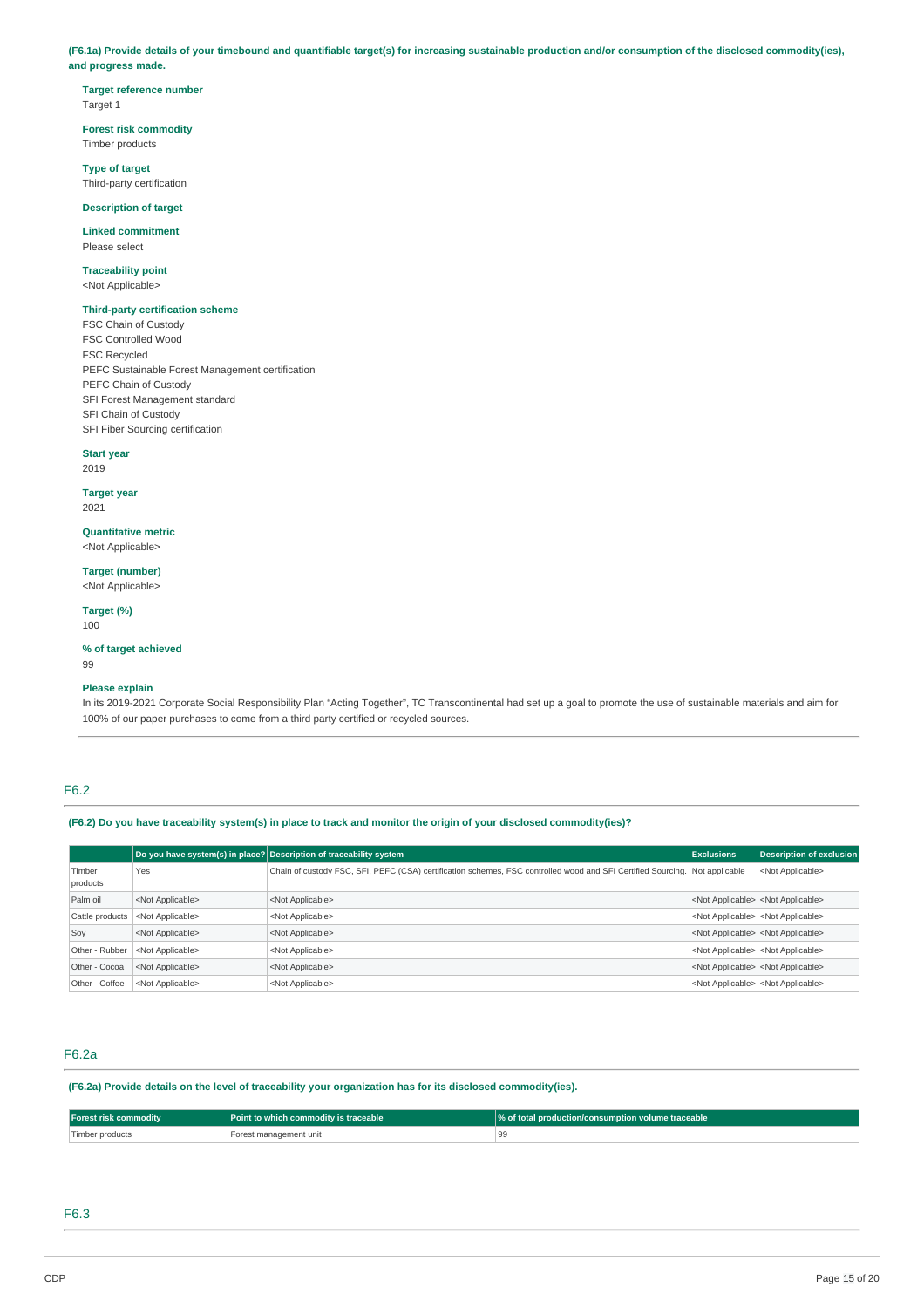**(F6.1a) Provide details of your timebound and quantifiable target(s) for increasing sustainable production and/or consumption of the disclosed commodity(ies), and progress made.**

**Target reference number**
Target 1

**Forest risk commodity**
Timber products

**Type of target**
Third-party certification

**Description of target**

**Linked commitment**
Please select

**Traceability point**
<Not Applicable>

**Third-party certification scheme**
FSC Chain of Custody
FSC Controlled Wood
FSC Recycled
PEFC Sustainable Forest Management certification
PEFC Chain of Custody
SFI Forest Management standard
SFI Chain of Custody
SFI Fiber Sourcing certification

**Start year**
2019

**Target year**
2021

**Quantitative metric**
<Not Applicable>

**Target (number)**
<Not Applicable>

**Target (%)**
100

**% of target achieved**
99

**Please explain**
In its 2019-2021 Corporate Social Responsibility Plan "Acting Together", TC Transcontinental had set up a goal to promote the use of sustainable materials and aim for 100% of our paper purchases to come from a third party certified or recycled sources.

## F6.2

**(F6.2) Do you have traceability system(s) in place to track and monitor the origin of your disclosed commodity(ies)?**

| | Do you have system(s) in place? | Description of traceability system | Exclusions | Description of exclusion |
|---|---|---|---|---|
| Timber products | Yes | Chain of custody FSC, SFI, PEFC (CSA) certification schemes, FSC controlled wood and SFI Certified Sourcing. | Not applicable | <Not Applicable> |
| Palm oil | <Not Applicable> | <Not Applicable> | <Not Applicable> | <Not Applicable> |
| Cattle products | <Not Applicable> | <Not Applicable> | <Not Applicable> | <Not Applicable> |
| Soy | <Not Applicable> | <Not Applicable> | <Not Applicable> | <Not Applicable> |
| Other - Rubber | <Not Applicable> | <Not Applicable> | <Not Applicable> | <Not Applicable> |
| Other - Cocoa | <Not Applicable> | <Not Applicable> | <Not Applicable> | <Not Applicable> |
| Other - Coffee | <Not Applicable> | <Not Applicable> | <Not Applicable> | <Not Applicable> |

## F6.2a

**(F6.2a) Provide details on the level of traceability your organization has for its disclosed commodity(ies).**

| Forest risk commodity | Point to which commodity is traceable | % of total production/consumption volume traceable |
|---|---|---|
| Timber products | Forest management unit | 99 |

## F6.3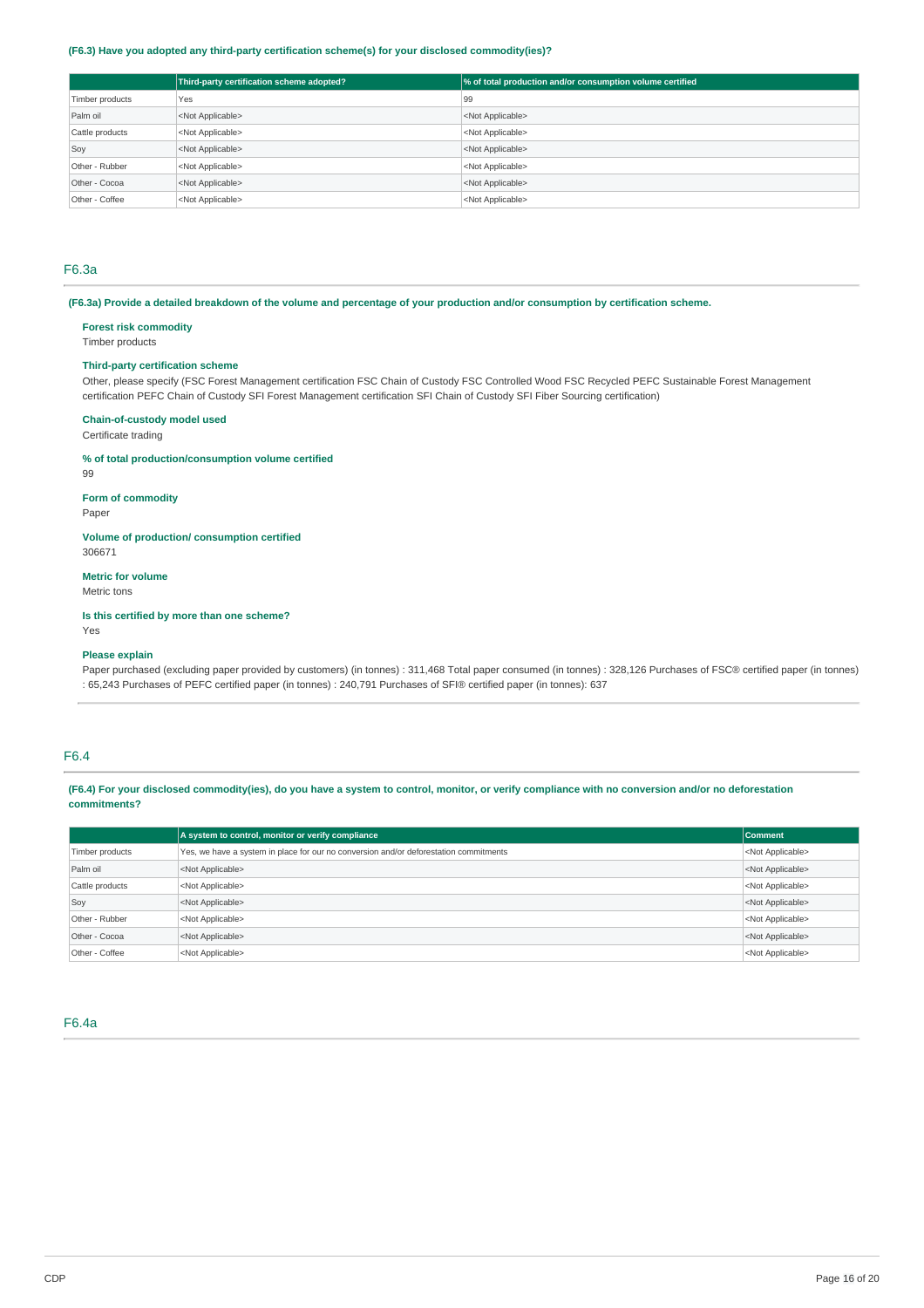**(F6.3) Have you adopted any third-party certification scheme(s) for your disclosed commodity(ies)?**

| | Third-party certification scheme adopted? | % of total production and/or consumption volume certified |
|---|---|---|
| Timber products | Yes | 99 |
| Palm oil | <Not Applicable> | <Not Applicable> |
| Cattle products | <Not Applicable> | <Not Applicable> |
| Soy | <Not Applicable> | <Not Applicable> |
| Other - Rubber | <Not Applicable> | <Not Applicable> |
| Other - Cocoa | <Not Applicable> | <Not Applicable> |
| Other - Coffee | <Not Applicable> | <Not Applicable> |

## F6.3a

**(F6.3a) Provide a detailed breakdown of the volume and percentage of your production and/or consumption by certification scheme.**

**Forest risk commodity**
Timber products

**Third-party certification scheme**
Other, please specify (FSC Forest Management certification FSC Chain of Custody FSC Controlled Wood FSC Recycled PEFC Sustainable Forest Management certification PEFC Chain of Custody SFI Forest Management certification SFI Chain of Custody SFI Fiber Sourcing certification)

**Chain-of-custody model used**
Certificate trading

**% of total production/consumption volume certified**
99

**Form of commodity**
Paper

**Volume of production/ consumption certified**
306671

**Metric for volume**
Metric tons

**Is this certified by more than one scheme?**
Yes

**Please explain**
Paper purchased (excluding paper provided by customers) (in tonnes) : 311,468 Total paper consumed (in tonnes) : 328,126 Purchases of FSC® certified paper (in tonnes) : 65,243 Purchases of PEFC certified paper (in tonnes) : 240,791 Purchases of SFI® certified paper (in tonnes): 637

## F6.4

**(F6.4) For your disclosed commodity(ies), do you have a system to control, monitor, or verify compliance with no conversion and/or no deforestation commitments?**

| | A system to control, monitor or verify compliance | Comment |
|---|---|---|
| Timber products | Yes, we have a system in place for our no conversion and/or deforestation commitments | <Not Applicable> |
| Palm oil | <Not Applicable> | <Not Applicable> |
| Cattle products | <Not Applicable> | <Not Applicable> |
| Soy | <Not Applicable> | <Not Applicable> |
| Other - Rubber | <Not Applicable> | <Not Applicable> |
| Other - Cocoa | <Not Applicable> | <Not Applicable> |
| Other - Coffee | <Not Applicable> | <Not Applicable> |

## F6.4a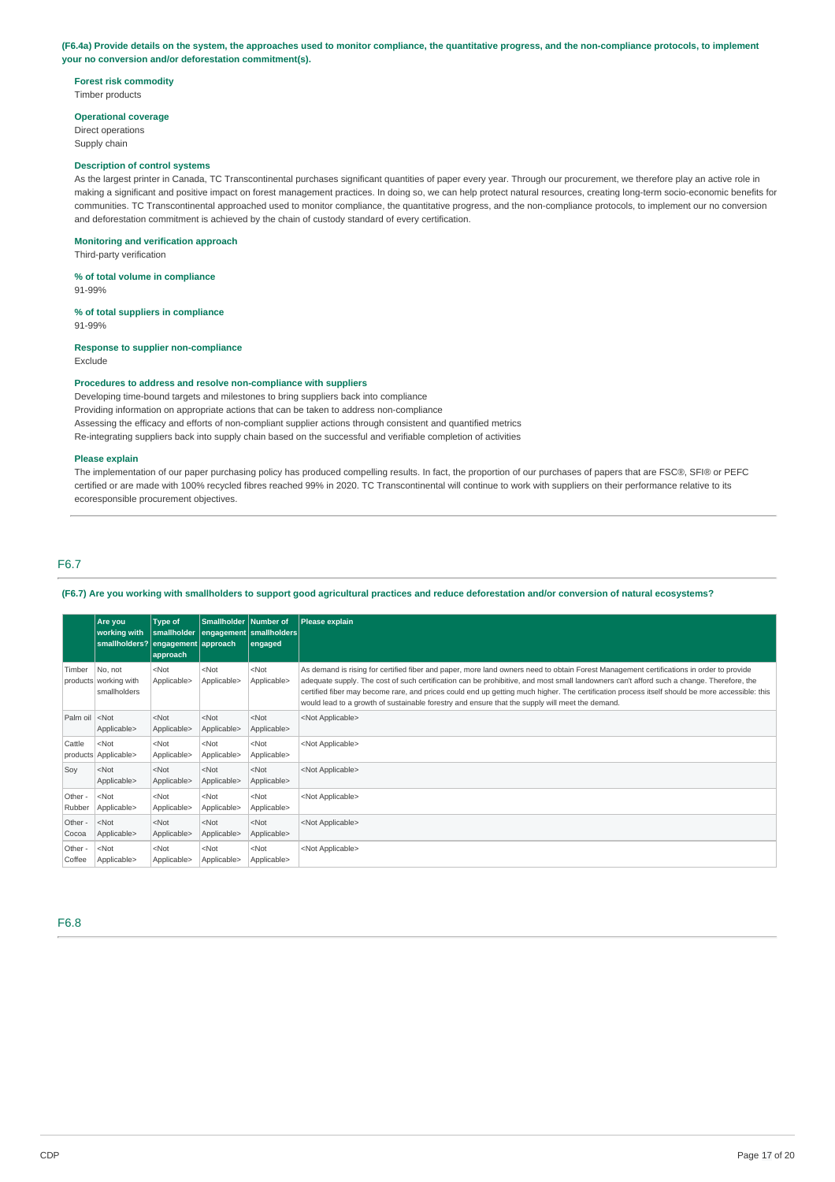**(F6.4a) Provide details on the system, the approaches used to monitor compliance, the quantitative progress, and the non-compliance protocols, to implement your no conversion and/or deforestation commitment(s).**

**Forest risk commodity**
Timber products

**Operational coverage**
Direct operations
Supply chain

**Description of control systems**
As the largest printer in Canada, TC Transcontinental purchases significant quantities of paper every year. Through our procurement, we therefore play an active role in making a significant and positive impact on forest management practices. In doing so, we can help protect natural resources, creating long-term socio-economic benefits for communities. TC Transcontinental approached used to monitor compliance, the quantitative progress, and the non-compliance protocols, to implement our no conversion and deforestation commitment is achieved by the chain of custody standard of every certification.

**Monitoring and verification approach**
Third-party verification

**% of total volume in compliance**
91-99%

**% of total suppliers in compliance**
91-99%

**Response to supplier non-compliance**
Exclude

**Procedures to address and resolve non-compliance with suppliers**
Developing time-bound targets and milestones to bring suppliers back into compliance
Providing information on appropriate actions that can be taken to address non-compliance
Assessing the efficacy and efforts of non-compliant supplier actions through consistent and quantified metrics
Re-integrating suppliers back into supply chain based on the successful and verifiable completion of activities

**Please explain**
The implementation of our paper purchasing policy has produced compelling results. In fact, the proportion of our purchases of papers that are FSC®, SFI® or PEFC certified or are made with 100% recycled fibres reached 99% in 2020. TC Transcontinental will continue to work with suppliers on their performance relative to its ecoresponsible procurement objectives.

## F6.7

**(F6.7) Are you working with smallholders to support good agricultural practices and reduce deforestation and/or conversion of natural ecosystems?**

| | Are you working with smallholders? | Type of smallholder engagement approach | Smallholder engagement approach | Number of smallholders engaged | Please explain |
|---|---|---|---|---|---|
| Timber products | No, not working with smallholders | <Not Applicable> | <Not Applicable> | <Not Applicable> | As demand is rising for certified fiber and paper, more land owners need to obtain Forest Management certifications in order to provide adequate supply. The cost of such certification can be prohibitive, and most small landowners can't afford such a change. Therefore, the certified fiber may become rare, and prices could end up getting much higher. The certification process itself should be more accessible: this would lead to a growth of sustainable forestry and ensure that the supply will meet the demand. |
| Palm oil | <Not Applicable> | <Not Applicable> | <Not Applicable> | <Not Applicable> | <Not Applicable> |
| Cattle products | <Not Applicable> | <Not Applicable> | <Not Applicable> | <Not Applicable> | <Not Applicable> |
| Soy | <Not Applicable> | <Not Applicable> | <Not Applicable> | <Not Applicable> | <Not Applicable> |
| Other - Rubber | <Not Applicable> | <Not Applicable> | <Not Applicable> | <Not Applicable> | <Not Applicable> |
| Other - Cocoa | <Not Applicable> | <Not Applicable> | <Not Applicable> | <Not Applicable> | <Not Applicable> |
| Other - Coffee | <Not Applicable> | <Not Applicable> | <Not Applicable> | <Not Applicable> | <Not Applicable> |

## F6.8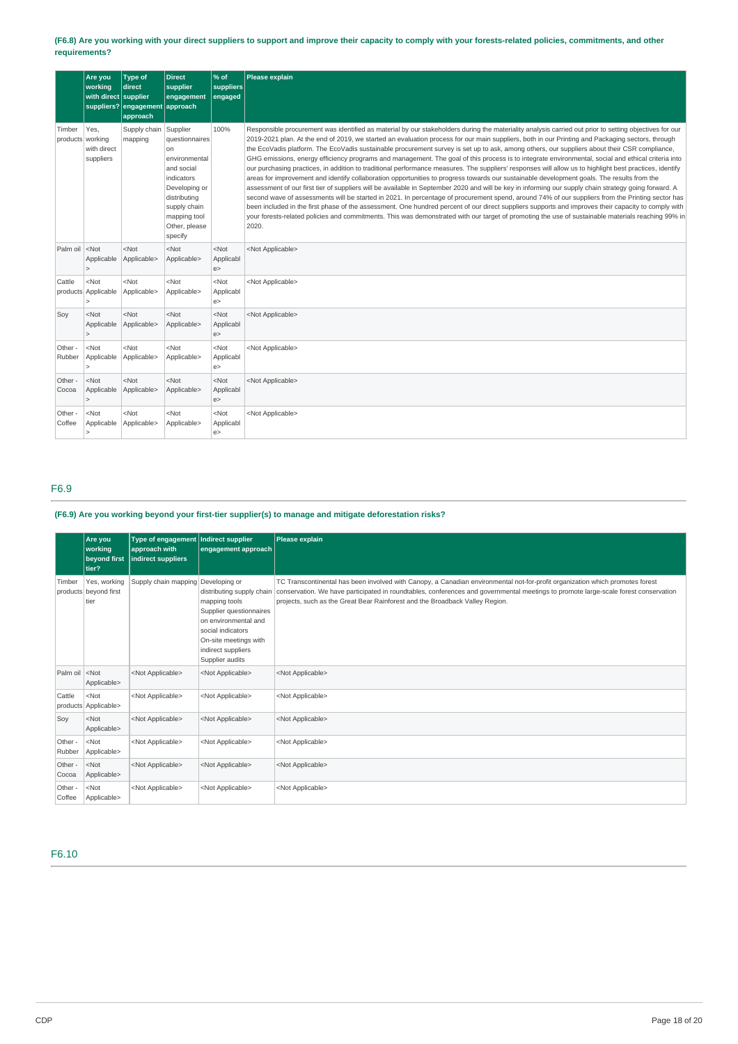**(F6.8) Are you working with your direct suppliers to support and improve their capacity to comply with your forests-related policies, commitments, and other requirements?**

| | Are you working with direct suppliers? | Type of direct supplier engagement approach | Direct supplier engagement approach | % of suppliers engaged | Please explain |
|---|---|---|---|---|---|
| Timber products | Yes, working with direct suppliers | Supply chain mapping | Supplier questionnaires on environmental and social indicators<br>Developing or distributing supply chain mapping tool<br>Other, please specify | 100% | Responsible procurement was identified as material by our stakeholders during the materiality analysis carried out prior to setting objectives for our 2019-2021 plan. At the end of 2019, we started an evaluation process for our main suppliers, both in our Printing and Packaging sectors, through the EcoVadis platform. The EcoVadis sustainable procurement survey is set up to ask, among others, our suppliers about their CSR compliance, GHG emissions, energy efficiency programs and management. The goal of this process is to integrate environmental, social and ethical criteria into our purchasing practices, in addition to traditional performance measures. The suppliers' responses will allow us to highlight best practices, identify areas for improvement and identify collaboration opportunities to progress towards our sustainable development goals. The results from the assessment of our first tier of suppliers will be available in September 2020 and will be key in informing our supply chain strategy going forward. A second wave of assessments will be started in 2021. In percentage of procurement spend, around 74% of our suppliers from the Printing sector has been included in the first phase of the assessment. One hundred percent of our direct suppliers supports and improves their capacity to comply with your forests-related policies and commitments. This was demonstrated with our target of promoting the use of sustainable materials reaching 99% in 2020. |
| Palm oil | <Not Applicable> | <Not Applicable> | <Not Applicable> | <Not Applicable> | <Not Applicable> |
| Cattle products | <Not Applicable> | <Not Applicable> | <Not Applicable> | <Not Applicable> | <Not Applicable> |
| Soy | <Not Applicable> | <Not Applicable> | <Not Applicable> | <Not Applicable> | <Not Applicable> |
| Other - Rubber | <Not Applicable> | <Not Applicable> | <Not Applicable> | <Not Applicable> | <Not Applicable> |
| Other - Cocoa | <Not Applicable> | <Not Applicable> | <Not Applicable> | <Not Applicable> | <Not Applicable> |
| Other - Coffee | <Not Applicable> | <Not Applicable> | <Not Applicable> | <Not Applicable> | <Not Applicable> |

## F6.9

**(F6.9) Are you working beyond your first-tier supplier(s) to manage and mitigate deforestation risks?**

| | Are you working beyond first tier? | Type of engagement approach with indirect suppliers | Indirect supplier engagement approach | Please explain |
|---|---|---|---|---|
| Timber products | Yes, working beyond first tier | Supply chain mapping | Developing or distributing supply chain mapping tools<br>Supplier questionnaires on environmental and social indicators<br>On-site meetings with indirect suppliers<br>Supplier audits | TC Transcontinental has been involved with Canopy, a Canadian environmental not-for-profit organization which promotes forest conservation. We have participated in roundtables, conferences and governmental meetings to promote large-scale forest conservation projects, such as the Great Bear Rainforest and the Broadback Valley Region. |
| Palm oil | <Not Applicable> | <Not Applicable> | <Not Applicable> | <Not Applicable> |
| Cattle products | <Not Applicable> | <Not Applicable> | <Not Applicable> | <Not Applicable> |
| Soy | <Not Applicable> | <Not Applicable> | <Not Applicable> | <Not Applicable> |
| Other - Rubber | <Not Applicable> | <Not Applicable> | <Not Applicable> | <Not Applicable> |
| Other - Cocoa | <Not Applicable> | <Not Applicable> | <Not Applicable> | <Not Applicable> |
| Other - Coffee | <Not Applicable> | <Not Applicable> | <Not Applicable> | <Not Applicable> |

## F6.10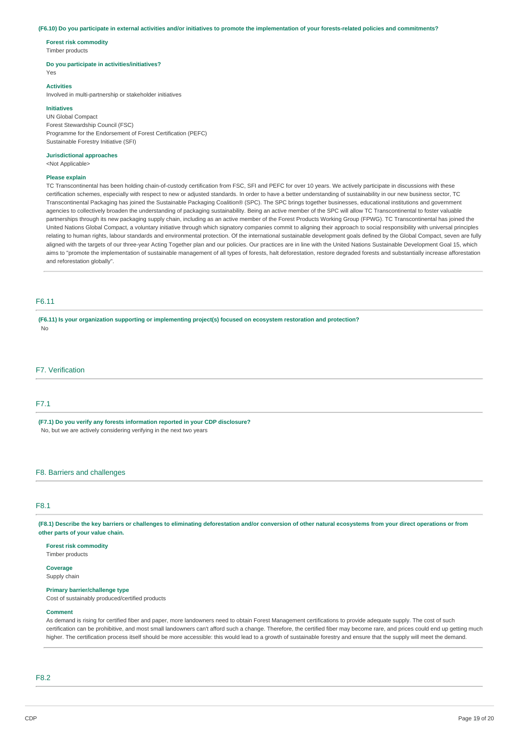**(F6.10) Do you participate in external activities and/or initiatives to promote the implementation of your forests-related policies and commitments?**

**Forest risk commodity**
Timber products

**Do you participate in activities/initiatives?**
Yes

**Activities**
Involved in multi-partnership or stakeholder initiatives

**Initiatives**
UN Global Compact
Forest Stewardship Council (FSC)
Programme for the Endorsement of Forest Certification (PEFC)
Sustainable Forestry Initiative (SFI)

**Jurisdictional approaches**
<Not Applicable>

**Please explain**
TC Transcontinental has been holding chain-of-custody certification from FSC, SFI and PEFC for over 10 years. We actively participate in discussions with these certification schemes, especially with respect to new or adjusted standards. In order to have a better understanding of sustainability in our new business sector, TC Transcontinental Packaging has joined the Sustainable Packaging Coalition® (SPC). The SPC brings together businesses, educational institutions and government agencies to collectively broaden the understanding of packaging sustainability. Being an active member of the SPC will allow TC Transcontinental to foster valuable partnerships through its new packaging supply chain, including as an active member of the Forest Products Working Group (FPWG). TC Transcontinental has joined the United Nations Global Compact, a voluntary initiative through which signatory companies commit to aligning their approach to social responsibility with universal principles relating to human rights, labour standards and environmental protection. Of the international sustainable development goals defined by the Global Compact, seven are fully aligned with the targets of our three-year Acting Together plan and our policies. Our practices are in line with the United Nations Sustainable Development Goal 15, which aims to "promote the implementation of sustainable management of all types of forests, halt deforestation, restore degraded forests and substantially increase afforestation and reforestation globally".

## F6.11

**(F6.11) Is your organization supporting or implementing project(s) focused on ecosystem restoration and protection?**
No

# F7. Verification

## F7.1

**(F7.1) Do you verify any forests information reported in your CDP disclosure?**
No, but we are actively considering verifying in the next two years

# F8. Barriers and challenges

## F8.1

**(F8.1) Describe the key barriers or challenges to eliminating deforestation and/or conversion of other natural ecosystems from your direct operations or from other parts of your value chain.**

**Forest risk commodity**
Timber products

**Coverage**
Supply chain

**Primary barrier/challenge type**
Cost of sustainably produced/certified products

**Comment**
As demand is rising for certified fiber and paper, more landowners need to obtain Forest Management certifications to provide adequate supply. The cost of such certification can be prohibitive, and most small landowners can't afford such a change. Therefore, the certified fiber may become rare, and prices could end up getting much higher. The certification process itself should be more accessible: this would lead to a growth of sustainable forestry and ensure that the supply will meet the demand.

## F8.2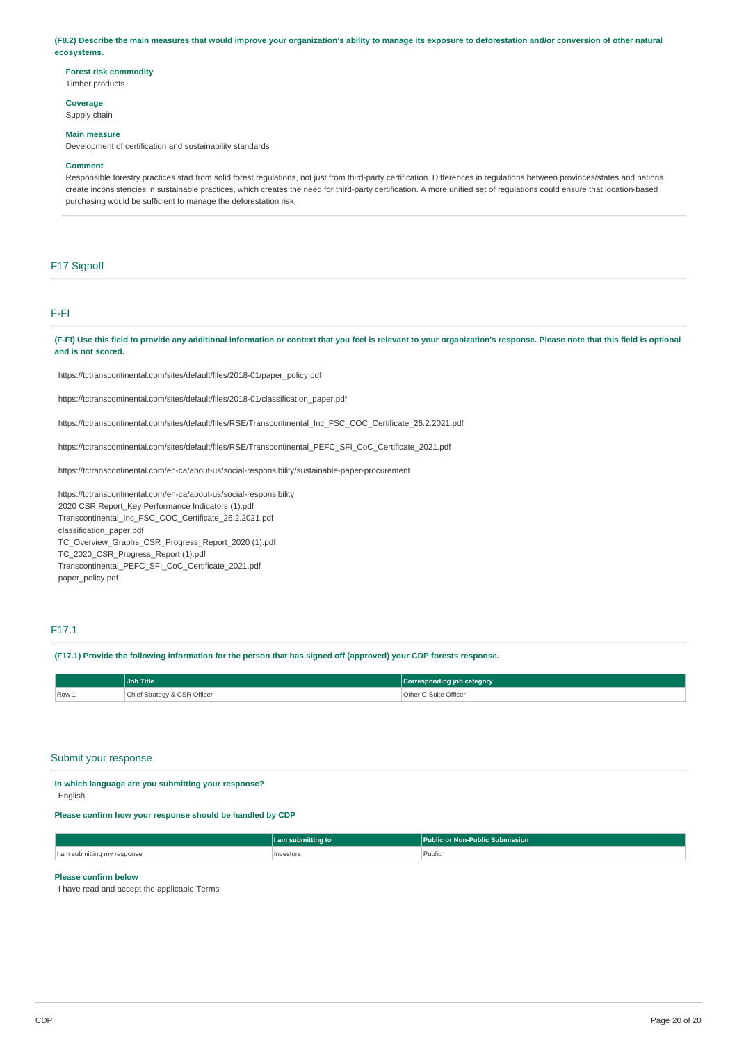**(F8.2) Describe the main measures that would improve your organization's ability to manage its exposure to deforestation and/or conversion of other natural ecosystems.**

**Forest risk commodity**
Timber products

**Coverage**
Supply chain

**Main measure**
Development of certification and sustainability standards

**Comment**
Responsible forestry practices start from solid forest regulations, not just from third-party certification. Differences in regulations between provinces/states and nations create inconsistencies in sustainable practices, which creates the need for third-party certification. A more unified set of regulations could ensure that location-based purchasing would be sufficient to manage the deforestation risk.

## F17 Signoff

## F-FI

**(F-FI) Use this field to provide any additional information or context that you feel is relevant to your organization's response. Please note that this field is optional and is not scored.**

https://tctranscontinental.com/sites/default/files/2018-01/paper_policy.pdf

https://tctranscontinental.com/sites/default/files/2018-01/classification_paper.pdf

https://tctranscontinental.com/sites/default/files/RSE/Transcontinental_Inc_FSC_COC_Certificate_26.2.2021.pdf

https://tctranscontinental.com/sites/default/files/RSE/Transcontinental_PEFC_SFI_CoC_Certificate_2021.pdf

https://tctranscontinental.com/en-ca/about-us/social-responsibility/sustainable-paper-procurement

https://tctranscontinental.com/en-ca/about-us/social-responsibility
2020 CSR Report_Key Performance Indicators (1).pdf
Transcontinental_Inc_FSC_COC_Certificate_26.2.2021.pdf
classification_paper.pdf
TC_Overview_Graphs_CSR_Progress_Report_2020 (1).pdf
TC_2020_CSR_Progress_Report (1).pdf
Transcontinental_PEFC_SFI_CoC_Certificate_2021.pdf
paper_policy.pdf

## F17.1

**(F17.1) Provide the following information for the person that has signed off (approved) your CDP forests response.**

| | Job Title | Corresponding job category |
|---|---|---|
| Row 1 | Chief Strategy & CSR Officer | Other C-Suite Officer |

## Submit your response

**In which language are you submitting your response?**
English

**Please confirm how your response should be handled by CDP**

| | I am submitting to | Public or Non-Public Submission |
|---|---|---|
| I am submitting my response | Investors | Public |

**Please confirm below**
I have read and accept the applicable Terms